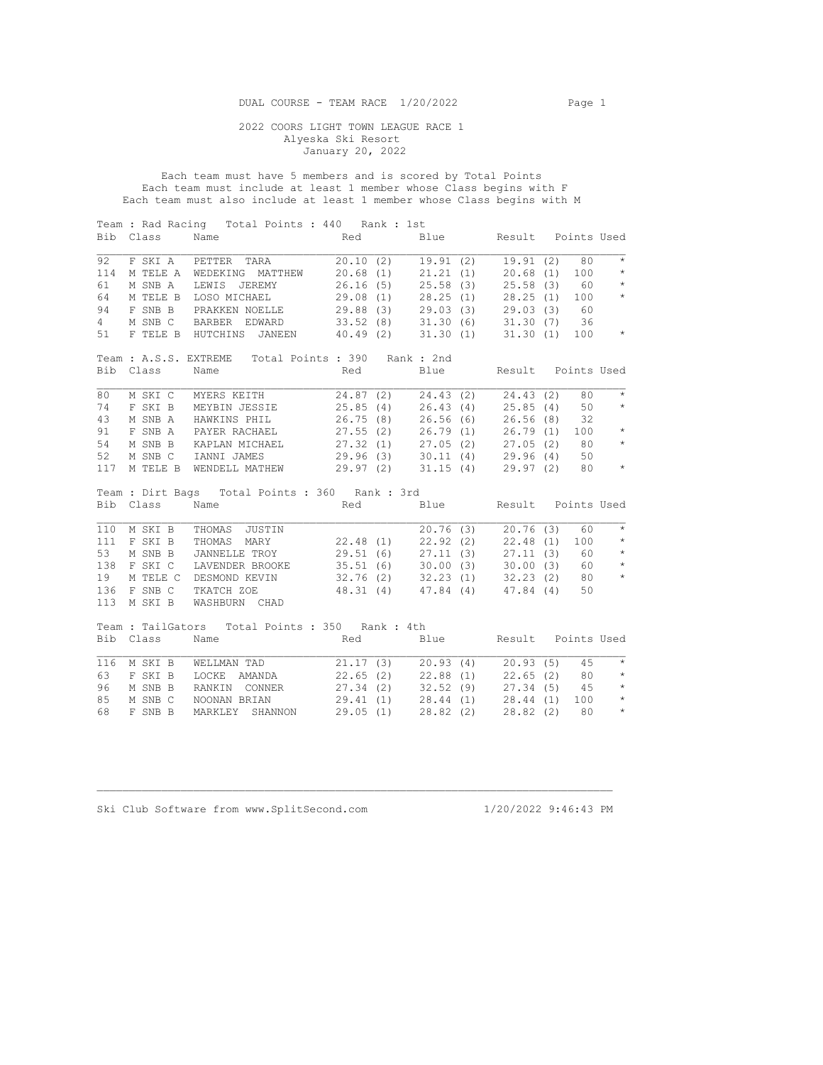DUAL COURSE - TEAM RACE 1/20/2022

# 2022 COORS LIGHT TOWN LEAGUE RACE 1

Alyeska Ski Resort
January 20, 2022

Each team must have 5 members and is scored by Total Points
Each team must include at least 1 member whose Class begins with F
Each team must also include at least 1 member whose Class begins with M

## Team : Rad Racing Total Points : 440 Rank : 1st

| Bib | Class | Name | Red | Blue | Result | Points | Used |
|---|---|---|---|---|---|---|---|
| 92 | F SKI A | PETTER TARA | 20.10 (2) | 19.91 (2) | 19.91 (2) | 80 | * |
| 114 | M TELE A | WEDEKING MATTHEW | 20.68 (1) | 21.21 (1) | 20.68 (1) | 100 | * |
| 61 | M SNB A | LEWIS JEREMY | 26.16 (5) | 25.58 (3) | 25.58 (3) | 60 | * |
| 64 | M TELE B | LOSO MICHAEL | 29.08 (1) | 28.25 (1) | 28.25 (1) | 100 | * |
| 94 | F SNB B | PRAKKEN NOELLE | 29.88 (3) | 29.03 (3) | 29.03 (3) | 60 | |
| 4 | M SNB C | BARBER EDWARD | 33.52 (8) | 31.30 (6) | 31.30 (7) | 36 | |
| 51 | F TELE B | HUTCHINS JANEEN | 40.49 (2) | 31.30 (1) | 31.30 (1) | 100 | * |

## Team : A.S.S. EXTREME Total Points : 390 Rank : 2nd

| Bib | Class | Name | Red | Blue | Result | Points | Used |
|---|---|---|---|---|---|---|---|
| 80 | M SKI C | MYERS KEITH | 24.87 (2) | 24.43 (2) | 24.43 (2) | 80 | * |
| 74 | F SKI B | MEYBIN JESSIE | 25.85 (4) | 26.43 (4) | 25.85 (4) | 50 | * |
| 43 | M SNB A | HAWKINS PHIL | 26.75 (8) | 26.56 (6) | 26.56 (8) | 32 | |
| 91 | F SNB A | PAYER RACHAEL | 27.55 (2) | 26.79 (1) | 26.79 (1) | 100 | * |
| 54 | M SNB B | KAPLAN MICHAEL | 27.32 (1) | 27.05 (2) | 27.05 (2) | 80 | * |
| 52 | M SNB C | IANNI JAMES | 29.96 (3) | 30.11 (4) | 29.96 (4) | 50 | |
| 117 | M TELE B | WENDELL MATHEW | 29.97 (2) | 31.15 (4) | 29.97 (2) | 80 | * |

## Team : Dirt Bags Total Points : 360 Rank : 3rd

| Bib | Class | Name | Red | Blue | Result | Points | Used |
|---|---|---|---|---|---|---|---|
| 110 | M SKI B | THOMAS JUSTIN | | 20.76 (3) | 20.76 (3) | 60 | * |
| 111 | F SKI B | THOMAS MARY | 22.48 (1) | 22.92 (2) | 22.48 (1) | 100 | * |
| 53 | M SNB B | JANNELLE TROY | 29.51 (6) | 27.11 (3) | 27.11 (3) | 60 | * |
| 138 | F SKI C | LAVENDER BROOKE | 35.51 (6) | 30.00 (3) | 30.00 (3) | 60 | * |
| 19 | M TELE C | DESMOND KEVIN | 32.76 (2) | 32.23 (1) | 32.23 (2) | 80 | * |
| 136 | F SNB C | TKATCH ZOE | 48.31 (4) | 47.84 (4) | 47.84 (4) | 50 | |
| 113 | M SKI B | WASHBURN CHAD | | | | | |

## Team : TailGators Total Points : 350 Rank : 4th

| Bib | Class | Name | Red | Blue | Result | Points | Used |
|---|---|---|---|---|---|---|---|
| 116 | M SKI B | WELLMAN TAD | 21.17 (3) | 20.93 (4) | 20.93 (5) | 45 | * |
| 63 | F SKI B | LOCKE AMANDA | 22.65 (2) | 22.88 (1) | 22.65 (2) | 80 | * |
| 96 | M SNB B | RANKIN CONNER | 27.34 (2) | 32.52 (9) | 27.34 (5) | 45 | * |
| 85 | M SNB C | NOONAN BRIAN | 29.41 (1) | 28.44 (1) | 28.44 (1) | 100 | * |
| 68 | F SNB B | MARKLEY SHANNON | 29.05 (1) | 28.82 (2) | 28.82 (2) | 80 | * |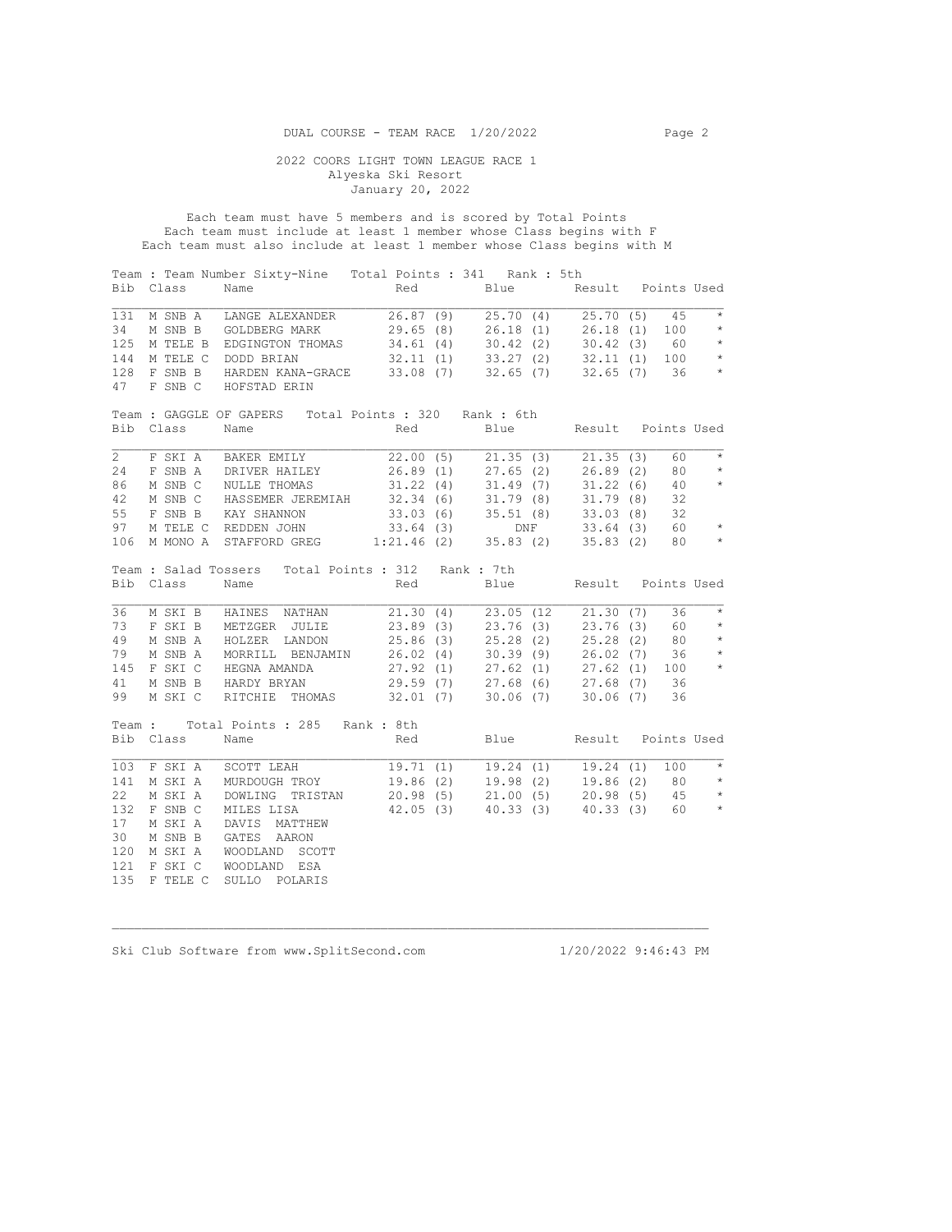DUAL COURSE - TEAM RACE 1/20/2022

2022 COORS LIGHT TOWN LEAGUE RACE 1
Alyeska Ski Resort
January 20, 2022

Each team must have 5 members and is scored by Total Points
Each team must include at least 1 member whose Class begins with F
Each team must also include at least 1 member whose Class begins with M

Team : Team Number Sixty-Nine   Total Points : 341   Rank : 5th

| Bib | Class | Name | Red | Blue | Result | Points | Used |
|---|---|---|---|---|---|---|---|
| 131 | M SNB A | LANGE ALEXANDER | 26.87 (9) | 25.70 (4) | 25.70 (5) | 45 | * |
| 34 | M SNB B | GOLDBERG MARK | 29.65 (8) | 26.18 (1) | 26.18 (1) | 100 | * |
| 125 | M TELE B | EDGINGTON THOMAS | 34.61 (4) | 30.42 (2) | 30.42 (3) | 60 | * |
| 144 | M TELE C | DODD BRIAN | 32.11 (1) | 33.27 (2) | 32.11 (1) | 100 | * |
| 128 | F SNB B | HARDEN KANA-GRACE | 33.08 (7) | 32.65 (7) | 32.65 (7) | 36 | * |
| 47 | F SNB C | HOFSTAD ERIN | | | | | |

Team : GAGGLE OF GAPERS   Total Points : 320   Rank : 6th

| Bib | Class | Name | Red | Blue | Result | Points | Used |
|---|---|---|---|---|---|---|---|
| 2 | F SKI A | BAKER EMILY | 22.00 (5) | 21.35 (3) | 21.35 (3) | 60 | * |
| 24 | F SNB A | DRIVER HAILEY | 26.89 (1) | 27.65 (2) | 26.89 (2) | 80 | * |
| 86 | M SNB C | NULLE THOMAS | 31.22 (4) | 31.49 (7) | 31.22 (6) | 40 | * |
| 42 | M SNB C | HASSEMER JEREMIAH | 32.34 (6) | 31.79 (8) | 31.79 (8) | 32 | |
| 55 | F SNB B | KAY SHANNON | 33.03 (6) | 35.51 (8) | 33.03 (8) | 32 | |
| 97 | M TELE C | REDDEN JOHN | 33.64 (3) | DNF | 33.64 (3) | 60 | * |
| 106 | M MONO A | STAFFORD GREG | 1:21.46 (2) | 35.83 (2) | 35.83 (2) | 80 | * |

Team : Salad Tossers   Total Points : 312   Rank : 7th

| Bib | Class | Name | Red | Blue | Result | Points | Used |
|---|---|---|---|---|---|---|---|
| 36 | M SKI B | HAINES NATHAN | 21.30 (4) | 23.05 (12 | 21.30 (7) | 36 | * |
| 73 | F SKI B | METZGER JULIE | 23.89 (3) | 23.76 (3) | 23.76 (3) | 60 | * |
| 49 | M SNB A | HOLZER LANDON | 25.86 (3) | 25.28 (2) | 25.28 (2) | 80 | * |
| 79 | M SNB A | MORRILL BENJAMIN | 26.02 (4) | 30.39 (9) | 26.02 (7) | 36 | * |
| 145 | F SKI C | HEGNA AMANDA | 27.92 (1) | 27.62 (1) | 27.62 (1) | 100 | * |
| 41 | M SNB B | HARDY BRYAN | 29.59 (7) | 27.68 (6) | 27.68 (7) | 36 | |
| 99 | M SKI C | RITCHIE THOMAS | 32.01 (7) | 30.06 (7) | 30.06 (7) | 36 | |

Team :    Total Points : 285   Rank : 8th

| Bib | Class | Name | Red | Blue | Result | Points | Used |
|---|---|---|---|---|---|---|---|
| 103 | F SKI A | SCOTT LEAH | 19.71 (1) | 19.24 (1) | 19.24 (1) | 100 | * |
| 141 | M SKI A | MURDOUGH TROY | 19.86 (2) | 19.98 (2) | 19.86 (2) | 80 | * |
| 22 | M SKI A | DOWLING TRISTAN | 20.98 (5) | 21.00 (5) | 20.98 (5) | 45 | * |
| 132 | F SNB C | MILES LISA | 42.05 (3) | 40.33 (3) | 40.33 (3) | 60 | * |
| 17 | M SKI A | DAVIS MATTHEW | | | | | |
| 30 | M SNB B | GATES AARON | | | | | |
| 120 | M SKI A | WOODLAND SCOTT | | | | | |
| 121 | F SKI C | WOODLAND ESA | | | | | |
| 135 | F TELE C | SULLO POLARIS | | | | | |

Ski Club Software from www.SplitSecond.com   1/20/2022 9:46:43 PM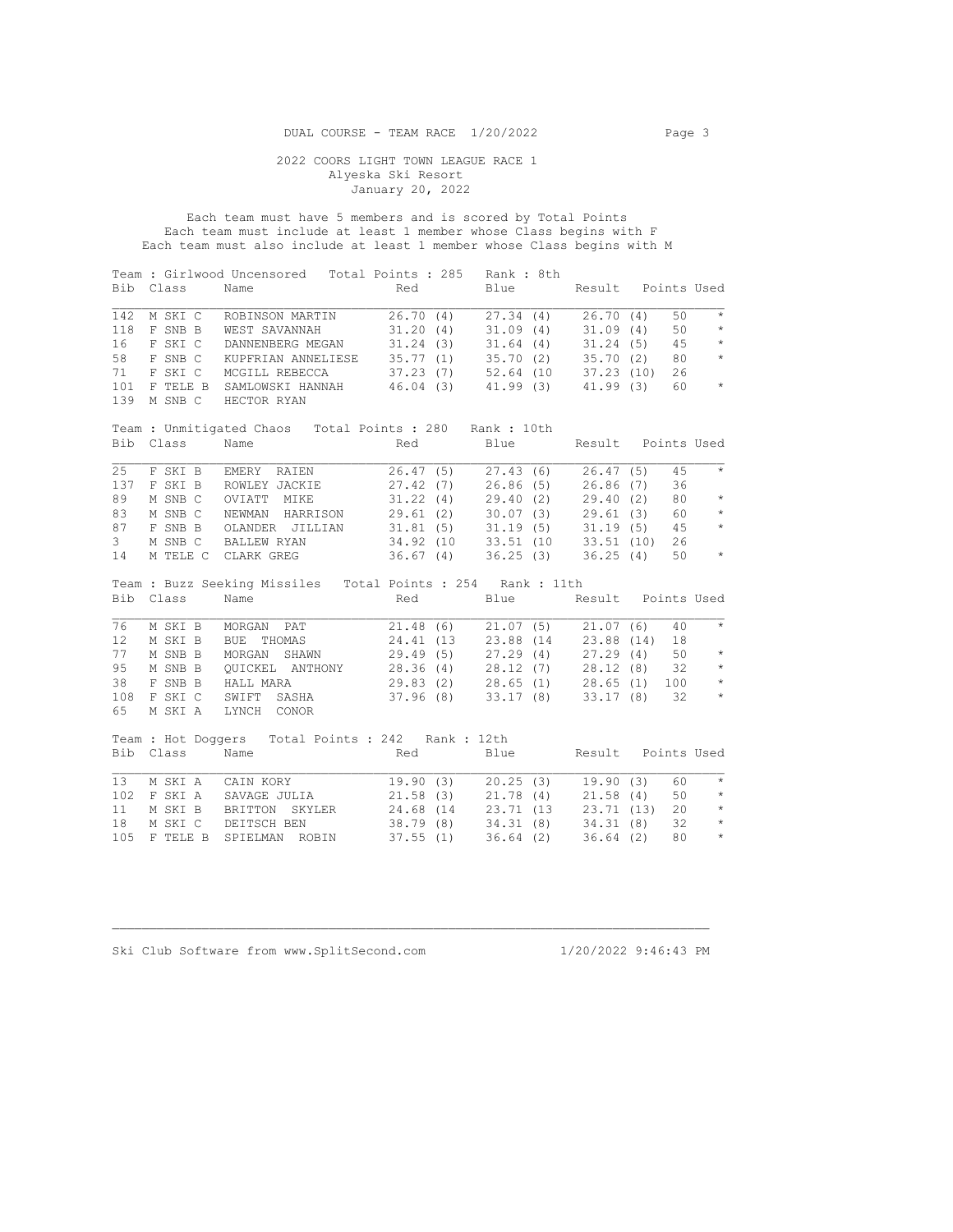DUAL COURSE - TEAM RACE 1/20/2022

## 2022 COORS LIGHT TOWN LEAGUE RACE 1

Alyeska Ski Resort
January 20, 2022

Each team must have 5 members and is scored by Total Points
Each team must include at least 1 member whose Class begins with F
Each team must also include at least 1 member whose Class begins with M

### Team : Girlwood Uncensored   Total Points : 285   Rank : 8th

| Bib | Class | Name | Red | Blue | Result | Points | Used |
|---|---|---|---|---|---|---|---|
| 142 | M SKI C | ROBINSON MARTIN | 26.70 (4) | 27.34 (4) | 26.70 (4) | 50 | * |
| 118 | F SNB B | WEST SAVANNAH | 31.20 (4) | 31.09 (4) | 31.09 (4) | 50 | * |
| 16 | F SKI C | DANNENBERG MEGAN | 31.24 (3) | 31.64 (4) | 31.24 (5) | 45 | * |
| 58 | F SNB C | KUPFRIAN ANNELIESE | 35.77 (1) | 35.70 (2) | 35.70 (2) | 80 | * |
| 71 | F SKI C | MCGILL REBECCA | 37.23 (7) | 52.64 (10 | 37.23 (10) | 26 | |
| 101 | F TELE B | SAMLOWSKI HANNAH | 46.04 (3) | 41.99 (3) | 41.99 (3) | 60 | * |
| 139 | M SNB C | HECTOR RYAN | | | | | |

### Team : Unmitigated Chaos   Total Points : 280   Rank : 10th

| Bib | Class | Name | Red | Blue | Result | Points | Used |
|---|---|---|---|---|---|---|---|
| 25 | F SKI B | EMERY RAIEN | 26.47 (5) | 27.43 (6) | 26.47 (5) | 45 | * |
| 137 | F SKI B | ROWLEY JACKIE | 27.42 (7) | 26.86 (5) | 26.86 (7) | 36 | |
| 89 | M SNB C | OVIATT MIKE | 31.22 (4) | 29.40 (2) | 29.40 (2) | 80 | * |
| 83 | M SNB C | NEWMAN HARRISON | 29.61 (2) | 30.07 (3) | 29.61 (3) | 60 | * |
| 87 | F SNB B | OLANDER JILLIAN | 31.81 (5) | 31.19 (5) | 31.19 (5) | 45 | * |
| 3 | M SNB C | BALLEW RYAN | 34.92 (10 | 33.51 (10 | 33.51 (10) | 26 | |
| 14 | M TELE C | CLARK GREG | 36.67 (4) | 36.25 (3) | 36.25 (4) | 50 | * |

### Team : Buzz Seeking Missiles   Total Points : 254   Rank : 11th

| Bib | Class | Name | Red | Blue | Result | Points | Used |
|---|---|---|---|---|---|---|---|
| 76 | M SKI B | MORGAN PAT | 21.48 (6) | 21.07 (5) | 21.07 (6) | 40 | * |
| 12 | M SKI B | BUE THOMAS | 24.41 (13 | 23.88 (14 | 23.88 (14) | 18 | |
| 77 | M SNB B | MORGAN SHAWN | 29.49 (5) | 27.29 (4) | 27.29 (4) | 50 | * |
| 95 | M SNB B | QUICKEL ANTHONY | 28.36 (4) | 28.12 (7) | 28.12 (8) | 32 | * |
| 38 | F SNB B | HALL MARA | 29.83 (2) | 28.65 (1) | 28.65 (1) | 100 | * |
| 108 | F SKI C | SWIFT SASHA | 37.96 (8) | 33.17 (8) | 33.17 (8) | 32 | * |
| 65 | M SKI A | LYNCH CONOR | | | | | |

### Team : Hot Doggers   Total Points : 242   Rank : 12th

| Bib | Class | Name | Red | Blue | Result | Points | Used |
|---|---|---|---|---|---|---|---|
| 13 | M SKI A | CAIN KORY | 19.90 (3) | 20.25 (3) | 19.90 (3) | 60 | * |
| 102 | F SKI A | SAVAGE JULIA | 21.58 (3) | 21.78 (4) | 21.58 (4) | 50 | * |
| 11 | M SKI B | BRITTON SKYLER | 24.68 (14 | 23.71 (13 | 23.71 (13) | 20 | * |
| 18 | M SKI C | DEITSCH BEN | 38.79 (8) | 34.31 (8) | 34.31 (8) | 32 | * |
| 105 | F TELE B | SPIELMAN ROBIN | 37.55 (1) | 36.64 (2) | 36.64 (2) | 80 | * |

Ski Club Software from www.SplitSecond.com    1/20/2022 9:46:43 PM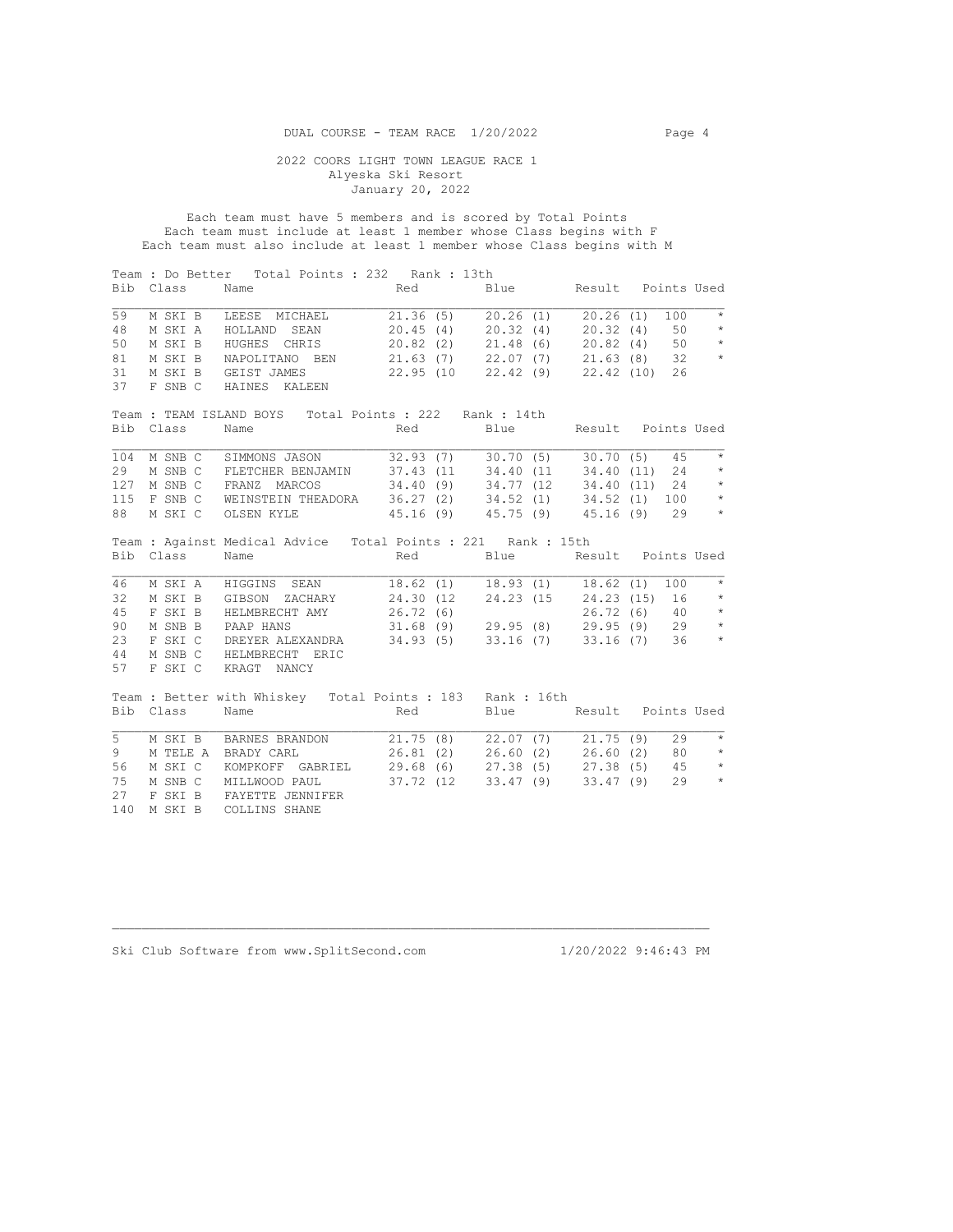DUAL COURSE - TEAM RACE 1/20/2022

2022 COORS LIGHT TOWN LEAGUE RACE 1
Alyeska Ski Resort
January 20, 2022

Each team must have 5 members and is scored by Total Points
Each team must include at least 1 member whose Class begins with F
Each team must also include at least 1 member whose Class begins with M

Team : Do Better Total Points : 232 Rank : 13th

| Bib | Class | Name | Red | Blue | Result | Points | Used |
|---|---|---|---|---|---|---|---|
| 59 | M SKI B | LEESE MICHAEL | 21.36 (5) | 20.26 (1) | 20.26 (1) | 100 | * |
| 48 | M SKI A | HOLLAND SEAN | 20.45 (4) | 20.32 (4) | 20.32 (4) | 50 | * |
| 50 | M SKI B | HUGHES CHRIS | 20.82 (2) | 21.48 (6) | 20.82 (4) | 50 | * |
| 81 | M SKI B | NAPOLITANO BEN | 21.63 (7) | 22.07 (7) | 21.63 (8) | 32 | * |
| 31 | M SKI B | GEIST JAMES | 22.95 (10 | 22.42 (9) | 22.42 (10) | 26 | |
| 37 | F SNB C | HAINES KALEEN | | | | | |

Team : TEAM ISLAND BOYS Total Points : 222 Rank : 14th

| Bib | Class | Name | Red | Blue | Result | Points | Used |
|---|---|---|---|---|---|---|---|
| 104 | M SNB C | SIMMONS JASON | 32.93 (7) | 30.70 (5) | 30.70 (5) | 45 | * |
| 29 | M SNB C | FLETCHER BENJAMIN | 37.43 (11 | 34.40 (11 | 34.40 (11) | 24 | * |
| 127 | M SNB C | FRANZ MARCOS | 34.40 (9) | 34.77 (12 | 34.40 (11) | 24 | * |
| 115 | F SNB C | WEINSTEIN THEADORA | 36.27 (2) | 34.52 (1) | 34.52 (1) | 100 | * |
| 88 | M SKI C | OLSEN KYLE | 45.16 (9) | 45.75 (9) | 45.16 (9) | 29 | * |

Team : Against Medical Advice Total Points : 221 Rank : 15th

| Bib | Class | Name | Red | Blue | Result | Points | Used |
|---|---|---|---|---|---|---|---|
| 46 | M SKI A | HIGGINS SEAN | 18.62 (1) | 18.93 (1) | 18.62 (1) | 100 | * |
| 32 | M SKI B | GIBSON ZACHARY | 24.30 (12 | 24.23 (15 | 24.23 (15) | 16 | * |
| 45 | F SKI B | HELMBRECHT AMY | 26.72 (6) | | 26.72 (6) | 40 | * |
| 90 | M SNB B | PAAP HANS | 31.68 (9) | 29.95 (8) | 29.95 (9) | 29 | * |
| 23 | F SKI C | DREYER ALEXANDRA | 34.93 (5) | 33.16 (7) | 33.16 (7) | 36 | * |
| 44 | M SNB C | HELMBRECHT ERIC | | | | | |
| 57 | F SKI C | KRAGT NANCY | | | | | |

Team : Better with Whiskey Total Points : 183 Rank : 16th

| Bib | Class | Name | Red | Blue | Result | Points | Used |
|---|---|---|---|---|---|---|---|
| 5 | M SKI B | BARNES BRANDON | 21.75 (8) | 22.07 (7) | 21.75 (9) | 29 | * |
| 9 | M TELE A | BRADY CARL | 26.81 (2) | 26.60 (2) | 26.60 (2) | 80 | * |
| 56 | M SKI C | KOMPKOFF GABRIEL | 29.68 (6) | 27.38 (5) | 27.38 (5) | 45 | * |
| 75 | M SNB C | MILLWOOD PAUL | 37.72 (12 | 33.47 (9) | 33.47 (9) | 29 | * |
| 27 | F SKI B | FAYETTE JENNIFER | | | | | |
| 140 | M SKI B | COLLINS SHANE | | | | | |

Ski Club Software from www.SplitSecond.com 1/20/2022 9:46:43 PM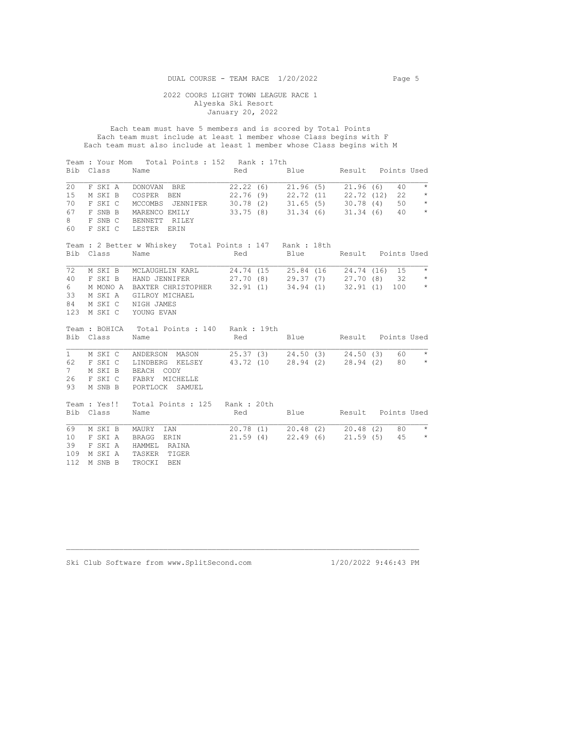DUAL COURSE - TEAM RACE 1/20/2022

## 2022 COORS LIGHT TOWN LEAGUE RACE 1
Alyeska Ski Resort
January 20, 2022

Each team must have 5 members and is scored by Total Points
Each team must include at least 1 member whose Class begins with F
Each team must also include at least 1 member whose Class begins with M

### Team : Your Mom   Total Points : 152   Rank : 17th

| Bib | Class | Name | Red | Blue | Result | Points | Used |
|---|---|---|---|---|---|---|---|
| 20 | F SKI A | DONOVAN BRE | 22.22 (6) | 21.96 (5) | 21.96 (6) | 40 | * |
| 15 | M SKI B | COSPER BEN | 22.76 (9) | 22.72 (11 | 22.72 (12) | 22 | * |
| 70 | F SKI C | MCCOMBS JENNIFER | 30.78 (2) | 31.65 (5) | 30.78 (4) | 50 | * |
| 67 | F SNB B | MARENCO EMILY | 33.75 (8) | 31.34 (6) | 31.34 (6) | 40 | * |
| 8 | F SNB C | BENNETT RILEY | | | | | |
| 60 | F SKI C | LESTER ERIN | | | | | |

### Team : 2 Better w Whiskey   Total Points : 147   Rank : 18th

| Bib | Class | Name | Red | Blue | Result | Points | Used |
|---|---|---|---|---|---|---|---|
| 72 | M SKI B | MCLAUGHLIN KARL | 24.74 (15 | 25.84 (16 | 24.74 (16) | 15 | * |
| 40 | F SKI B | HAND JENNIFER | 27.70 (8) | 29.37 (7) | 27.70 (8) | 32 | * |
| 6 | M MONO A | BAXTER CHRISTOPHER | 32.91 (1) | 34.94 (1) | 32.91 (1) | 100 | * |
| 33 | M SKI A | GILROY MICHAEL | | | | | |
| 84 | M SKI C | NIGH JAMES | | | | | |
| 123 | M SKI C | YOUNG EVAN | | | | | |

### Team : BOHICA   Total Points : 140   Rank : 19th

| Bib | Class | Name | Red | Blue | Result | Points | Used |
|---|---|---|---|---|---|---|---|
| 1 | M SKI C | ANDERSON MASON | 25.37 (3) | 24.50 (3) | 24.50 (3) | 60 | * |
| 62 | F SKI C | LINDBERG KELSEY | 43.72 (10 | 28.94 (2) | 28.94 (2) | 80 | * |
| 7 | M SKI B | BEACH CODY | | | | | |
| 26 | F SKI C | FABRY MICHELLE | | | | | |
| 93 | M SNB B | PORTLOCK SAMUEL | | | | | |

### Team : Yes!!   Total Points : 125   Rank : 20th

| Bib | Class | Name | Red | Blue | Result | Points | Used |
|---|---|---|---|---|---|---|---|
| 69 | M SKI B | MAURY IAN | 20.78 (1) | 20.48 (2) | 20.48 (2) | 80 | * |
| 10 | F SKI A | BRAGG ERIN | 21.59 (4) | 22.49 (6) | 21.59 (5) | 45 | * |
| 39 | F SKI A | HAMMEL RAINA | | | | | |
| 109 | M SKI A | TASKER TIGER | | | | | |
| 112 | M SNB B | TROCKI BEN | | | | | |

Ski Club Software from www.SplitSecond.com   1/20/2022 9:46:43 PM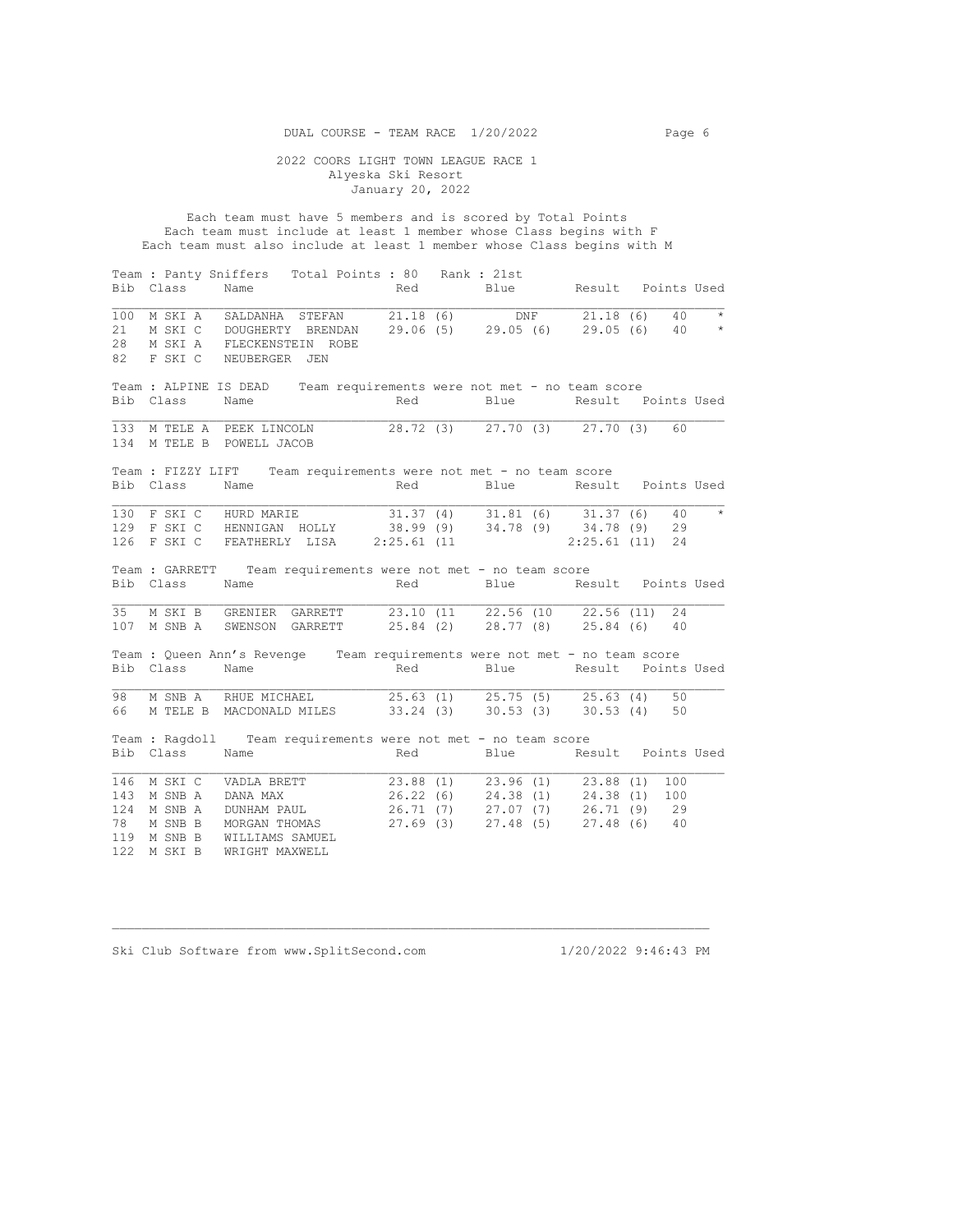DUAL COURSE - TEAM RACE 1/20/2022

2022 COORS LIGHT TOWN LEAGUE RACE 1
Alyeska Ski Resort
January 20, 2022

Each team must have 5 members and is scored by Total Points
Each team must include at least 1 member whose Class begins with F
Each team must also include at least 1 member whose Class begins with M

Team : Panty Sniffers Total Points : 80 Rank : 21st

| Bib | Class | Name | Red | Blue | Result | Points | Used |
|---|---|---|---|---|---|---|---|
| 100 | M SKI A | SALDANHA STEFAN | 21.18 (6) | DNF | 21.18 (6) | 40 | * |
| 21 | M SKI C | DOUGHERTY BRENDAN | 29.06 (5) | 29.05 (6) | 29.05 (6) | 40 | * |
| 28 | M SKI A | FLECKENSTEIN ROBE | | | | | |
| 82 | F SKI C | NEUBERGER JEN | | | | | |

Team : ALPINE IS DEAD Team requirements were not met - no team score

| Bib | Class | Name | Red | Blue | Result | Points | Used |
|---|---|---|---|---|---|---|---|
| 133 | M TELE A | PEEK LINCOLN | 28.72 (3) | 27.70 (3) | 27.70 (3) | 60 | |
| 134 | M TELE B | POWELL JACOB | | | | | |

Team : FIZZY LIFT Team requirements were not met - no team score

| Bib | Class | Name | Red | Blue | Result | Points | Used |
|---|---|---|---|---|---|---|---|
| 130 | F SKI C | HURD MARIE | 31.37 (4) | 31.81 (6) | 31.37 (6) | 40 | * |
| 129 | F SKI C | HENNIGAN HOLLY | 38.99 (9) | 34.78 (9) | 34.78 (9) | 29 | |
| 126 | F SKI C | FEATHERLY LISA | 2:25.61 (11 | | 2:25.61 (11) | 24 | |

Team : GARRETT Team requirements were not met - no team score

| Bib | Class | Name | Red | Blue | Result | Points | Used |
|---|---|---|---|---|---|---|---|
| 35 | M SKI B | GRENIER GARRETT | 23.10 (11 | 22.56 (10 | 22.56 (11) | 24 | |
| 107 | M SNB A | SWENSON GARRETT | 25.84 (2) | 28.77 (8) | 25.84 (6) | 40 | |

Team : Queen Ann's Revenge Team requirements were not met - no team score

| Bib | Class | Name | Red | Blue | Result | Points | Used |
|---|---|---|---|---|---|---|---|
| 98 | M SNB A | RHUE MICHAEL | 25.63 (1) | 25.75 (5) | 25.63 (4) | 50 | |
| 66 | M TELE B | MACDONALD MILES | 33.24 (3) | 30.53 (3) | 30.53 (4) | 50 | |

Team : Ragdoll Team requirements were not met - no team score

| Bib | Class | Name | Red | Blue | Result | Points | Used |
|---|---|---|---|---|---|---|---|
| 146 | M SKI C | VADLA BRETT | 23.88 (1) | 23.96 (1) | 23.88 (1) | 100 | |
| 143 | M SNB A | DANA MAX | 26.22 (6) | 24.38 (1) | 24.38 (1) | 100 | |
| 124 | M SNB A | DUNHAM PAUL | 26.71 (7) | 27.07 (7) | 26.71 (9) | 29 | |
| 78 | M SNB B | MORGAN THOMAS | 27.69 (3) | 27.48 (5) | 27.48 (6) | 40 | |
| 119 | M SNB B | WILLIAMS SAMUEL | | | | | |
| 122 | M SKI B | WRIGHT MAXWELL | | | | | |

Ski Club Software from www.SplitSecond.com 1/20/2022 9:46:43 PM